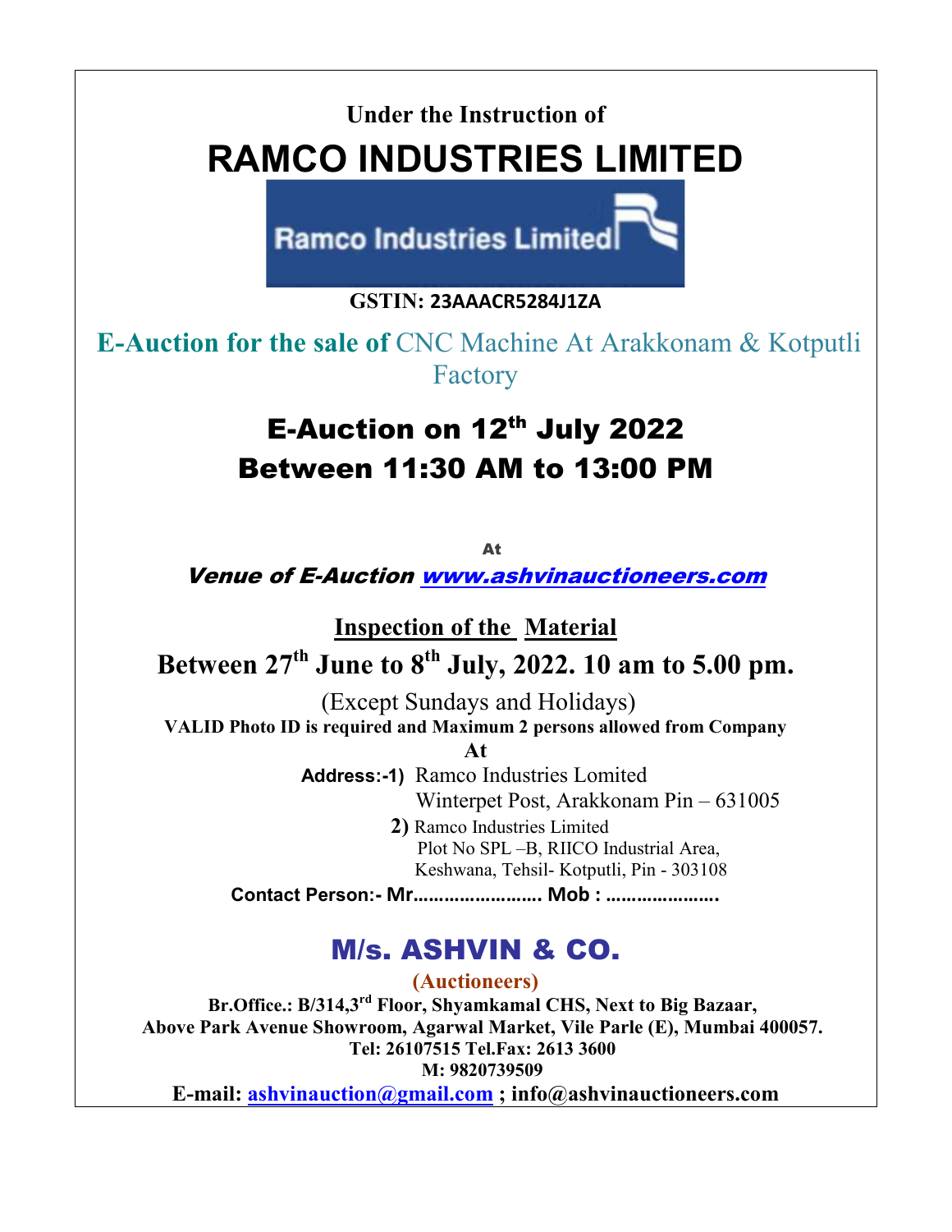**Under the Instruction of**

# RAMCO INDUSTRIES LIMITED

Ramco Industries Limited

**GSTIN: 23AAACR5284J1ZA**

## E-Auction for the sale of CNC Machine At Arakkonam & Kotputli Factory

## E-Auction on 12th July 2022
## Between 11:30 AM to 13:00 PM

**At**

***Venue of E-Auction [www.ashvinauctioneers.com](http://www.ashvinauctioneers.com)***

**Inspection of the Material**

**Between 27th June to 8th July, 2022. 10 am to 5.00 pm.**

(Except Sundays and Holidays)

**VALID Photo ID is required and Maximum 2 persons allowed from Company**

**At**

**Address:-1)** Ramco Industries Lomited
Winterpet Post, Arakkonam Pin – 631005

**2)** Ramco Industries Limited
Plot No SPL –B, RIICO Industrial Area,
Keshwana, Tehsil- Kotputli, Pin - 303108

**Contact Person:- Mr........................ Mob : .....................**

## M/s. ASHVIN & CO.

**(Auctioneers)**

**Br.Office.: B/314,3rd Floor, Shyamkamal CHS, Next to Big Bazaar,**
**Above Park Avenue Showroom, Agarwal Market, Vile Parle (E), Mumbai 400057.**
**Tel: 26107515 Tel.Fax: 2613 3600**
**M: 9820739509**
**E-mail: [ashvinauction@gmail.com](mailto:ashvinauction@gmail.com) ; info@ashvinauctioneers.com**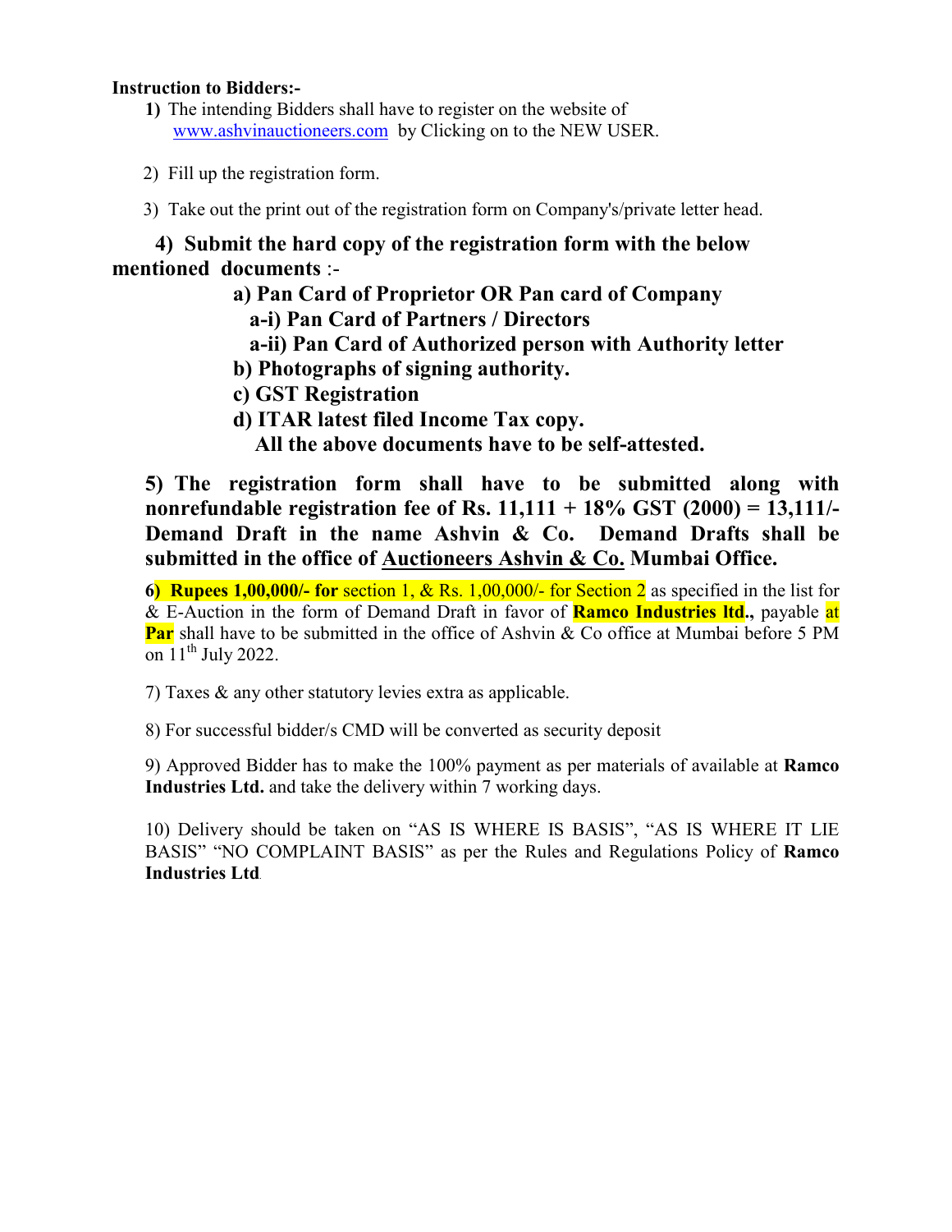**Instruction to Bidders:-**

1) The intending Bidders shall have to register on the website of www.ashvinauctioneers.com by Clicking on to the NEW USER.

2) Fill up the registration form.

3) Take out the print out of the registration form on Company's/private letter head.

**4) Submit the hard copy of the registration form with the below mentioned documents** :-

- **a) Pan Card of Proprietor OR Pan card of Company**
  - **a-i) Pan Card of Partners / Directors**
  - **a-ii) Pan Card of Authorized person with Authority letter**
- **b) Photographs of signing authority.**
- **c) GST Registration**
- **d) ITAR latest filed Income Tax copy.**

**All the above documents have to be self-attested.**

**5) The registration form shall have to be submitted along with nonrefundable registration fee of Rs. 11,111 + 18% GST (2000) = 13,111/- Demand Draft in the name Ashvin & Co. Demand Drafts shall be submitted in the office of Auctioneers Ashvin & Co. Mumbai Office.**

**6) Rupees 1,00,000/- for** section 1, & Rs. 1,00,000/- for Section 2 as specified in the list for & E-Auction in the form of Demand Draft in favor of **Ramco Industries ltd.,** payable at **Par** shall have to be submitted in the office of Ashvin & Co office at Mumbai before 5 PM on 11th July 2022.

7) Taxes & any other statutory levies extra as applicable.

8) For successful bidder/s CMD will be converted as security deposit

9) Approved Bidder has to make the 100% payment as per materials of available at **Ramco Industries Ltd.** and take the delivery within 7 working days.

10) Delivery should be taken on "AS IS WHERE IS BASIS", "AS IS WHERE IT LIE BASIS" "NO COMPLAINT BASIS" as per the Rules and Regulations Policy of **Ramco Industries Ltd**.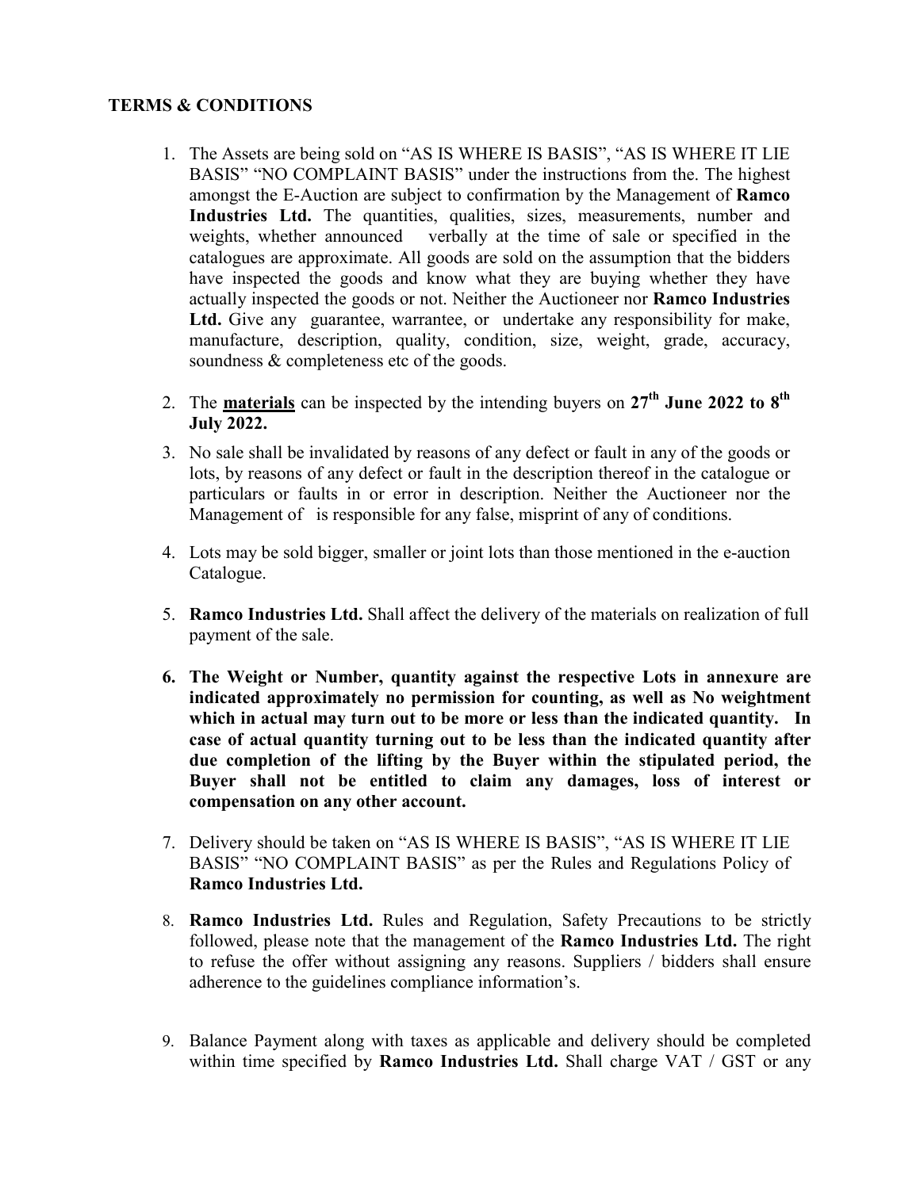**TERMS & CONDITIONS**

1. The Assets are being sold on "AS IS WHERE IS BASIS", "AS IS WHERE IT LIE BASIS" "NO COMPLAINT BASIS" under the instructions from the. The highest amongst the E-Auction are subject to confirmation by the Management of **Ramco Industries Ltd.** The quantities, qualities, sizes, measurements, number and weights, whether announced verbally at the time of sale or specified in the catalogues are approximate. All goods are sold on the assumption that the bidders have inspected the goods and know what they are buying whether they have actually inspected the goods or not. Neither the Auctioneer nor **Ramco Industries Ltd.** Give any guarantee, warrantee, or undertake any responsibility for make, manufacture, description, quality, condition, size, weight, grade, accuracy, soundness & completeness etc of the goods.

2. The **materials** can be inspected by the intending buyers on **27th June 2022 to 8th July 2022.**

3. No sale shall be invalidated by reasons of any defect or fault in any of the goods or lots, by reasons of any defect or fault in the description thereof in the catalogue or particulars or faults in or error in description. Neither the Auctioneer nor the Management of is responsible for any false, misprint of any of conditions.

4. Lots may be sold bigger, smaller or joint lots than those mentioned in the e-auction Catalogue.

5. **Ramco Industries Ltd.** Shall affect the delivery of the materials on realization of full payment of the sale.

6. **The Weight or Number, quantity against the respective Lots in annexure are indicated approximately no permission for counting, as well as No weightment which in actual may turn out to be more or less than the indicated quantity. In case of actual quantity turning out to be less than the indicated quantity after due completion of the lifting by the Buyer within the stipulated period, the Buyer shall not be entitled to claim any damages, loss of interest or compensation on any other account.**

7. Delivery should be taken on "AS IS WHERE IS BASIS", "AS IS WHERE IT LIE BASIS" "NO COMPLAINT BASIS" as per the Rules and Regulations Policy of **Ramco Industries Ltd.**

8. **Ramco Industries Ltd.** Rules and Regulation, Safety Precautions to be strictly followed, please note that the management of the **Ramco Industries Ltd.** The right to refuse the offer without assigning any reasons. Suppliers / bidders shall ensure adherence to the guidelines compliance information's.

9. Balance Payment along with taxes as applicable and delivery should be completed within time specified by **Ramco Industries Ltd.** Shall charge VAT / GST or any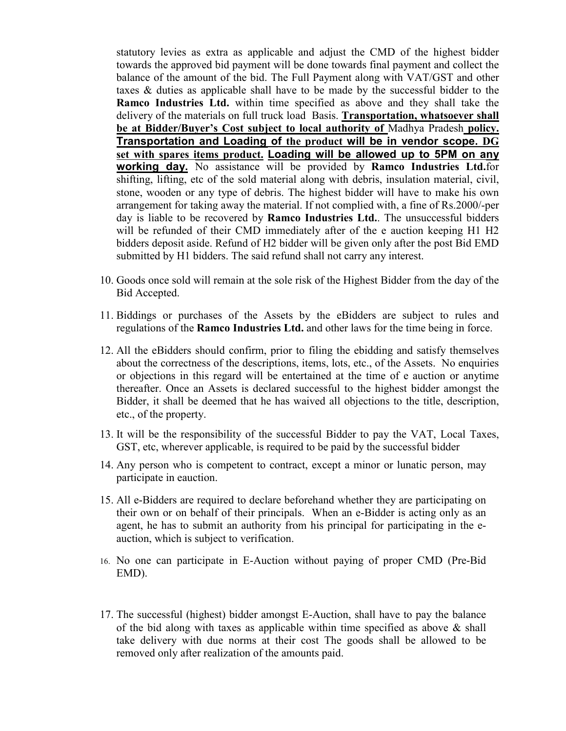statutory levies as extra as applicable and adjust the CMD of the highest bidder towards the approved bid payment will be done towards final payment and collect the balance of the amount of the bid. The Full Payment along with VAT/GST and other taxes & duties as applicable shall have to be made by the successful bidder to the **Ramco Industries Ltd.** within time specified as above and they shall take the delivery of the materials on full truck load Basis. **Transportation, whatsoever shall be at Bidder/Buyer's Cost subject to local authority of** Madhya Pradesh **policy. Transportation and Loading of the product will be in vendor scope. DG set with spares items product. Loading will be allowed up to 5PM on any working day.** No assistance will be provided by **Ramco Industries Ltd.** for shifting, lifting, etc of the sold material along with debris, insulation material, civil, stone, wooden or any type of debris. The highest bidder will have to make his own arrangement for taking away the material. If not complied with, a fine of Rs.2000/-per day is liable to be recovered by **Ramco Industries Ltd.**. The unsuccessful bidders will be refunded of their CMD immediately after of the e auction keeping H1 H2 bidders deposit aside. Refund of H2 bidder will be given only after the post Bid EMD submitted by H1 bidders. The said refund shall not carry any interest.

10. Goods once sold will remain at the sole risk of the Highest Bidder from the day of the Bid Accepted.

11. Biddings or purchases of the Assets by the eBidders are subject to rules and regulations of the **Ramco Industries Ltd.** and other laws for the time being in force.

12. All the eBidders should confirm, prior to filing the ebidding and satisfy themselves about the correctness of the descriptions, items, lots, etc., of the Assets. No enquiries or objections in this regard will be entertained at the time of e auction or anytime thereafter. Once an Assets is declared successful to the highest bidder amongst the Bidder, it shall be deemed that he has waived all objections to the title, description, etc., of the property.

13. It will be the responsibility of the successful Bidder to pay the VAT, Local Taxes, GST, etc, wherever applicable, is required to be paid by the successful bidder

14. Any person who is competent to contract, except a minor or lunatic person, may participate in eauction.

15. All e-Bidders are required to declare beforehand whether they are participating on their own or on behalf of their principals. When an e-Bidder is acting only as an agent, he has to submit an authority from his principal for participating in the e-auction, which is subject to verification.

16. No one can participate in E-Auction without paying of proper CMD (Pre-Bid EMD).

17. The successful (highest) bidder amongst E-Auction, shall have to pay the balance of the bid along with taxes as applicable within time specified as above & shall take delivery with due norms at their cost The goods shall be allowed to be removed only after realization of the amounts paid.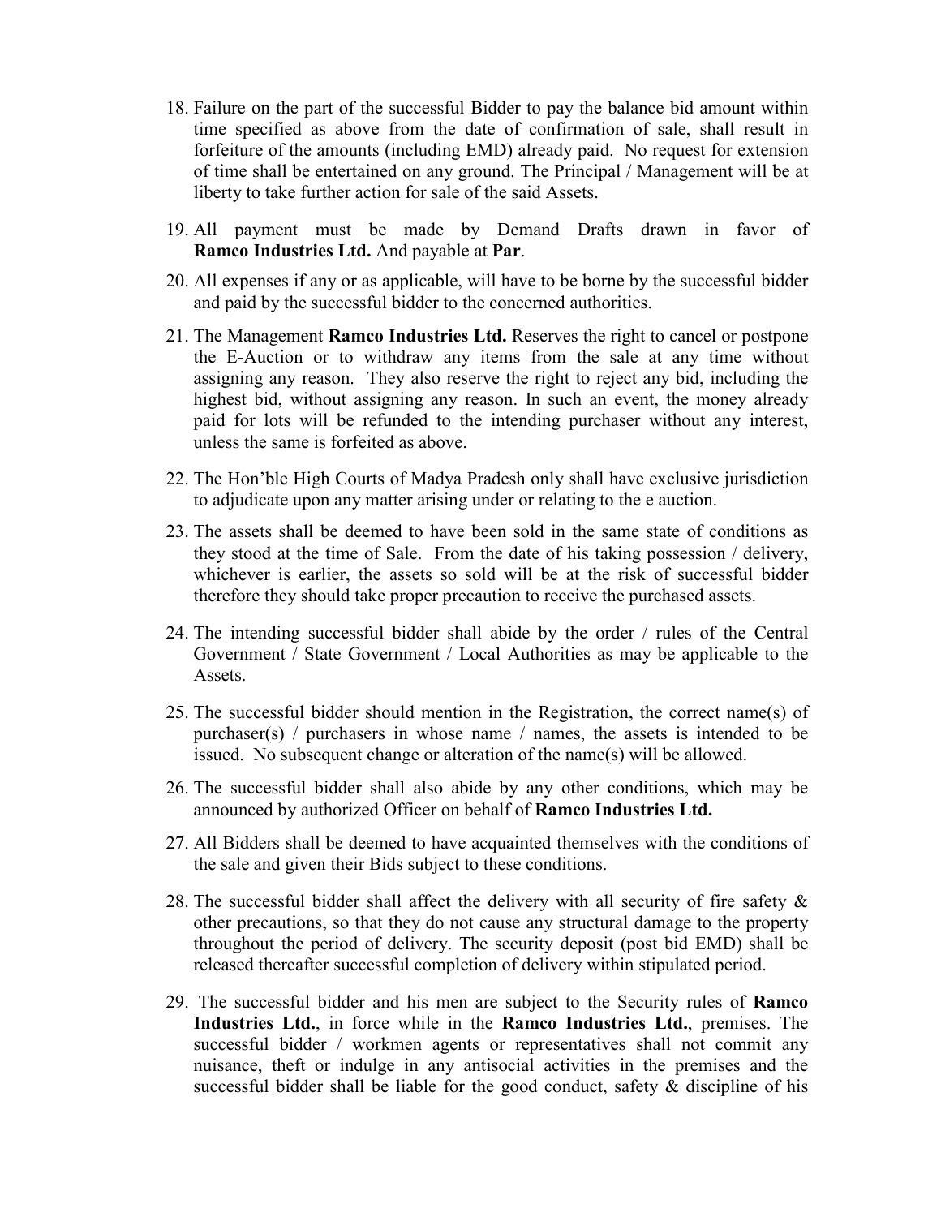18. Failure on the part of the successful Bidder to pay the balance bid amount within time specified as above from the date of confirmation of sale, shall result in forfeiture of the amounts (including EMD) already paid. No request for extension of time shall be entertained on any ground. The Principal / Management will be at liberty to take further action for sale of the said Assets.

19. All payment must be made by Demand Drafts drawn in favor of **Ramco Industries Ltd.** And payable at **Par**.

20. All expenses if any or as applicable, will have to be borne by the successful bidder and paid by the successful bidder to the concerned authorities.

21. The Management **Ramco Industries Ltd.** Reserves the right to cancel or postpone the E-Auction or to withdraw any items from the sale at any time without assigning any reason. They also reserve the right to reject any bid, including the highest bid, without assigning any reason. In such an event, the money already paid for lots will be refunded to the intending purchaser without any interest, unless the same is forfeited as above.

22. The Hon'ble High Courts of Madya Pradesh only shall have exclusive jurisdiction to adjudicate upon any matter arising under or relating to the e auction.

23. The assets shall be deemed to have been sold in the same state of conditions as they stood at the time of Sale. From the date of his taking possession / delivery, whichever is earlier, the assets so sold will be at the risk of successful bidder therefore they should take proper precaution to receive the purchased assets.

24. The intending successful bidder shall abide by the order / rules of the Central Government / State Government / Local Authorities as may be applicable to the Assets.

25. The successful bidder should mention in the Registration, the correct name(s) of purchaser(s) / purchasers in whose name / names, the assets is intended to be issued. No subsequent change or alteration of the name(s) will be allowed.

26. The successful bidder shall also abide by any other conditions, which may be announced by authorized Officer on behalf of **Ramco Industries Ltd.**

27. All Bidders shall be deemed to have acquainted themselves with the conditions of the sale and given their Bids subject to these conditions.

28. The successful bidder shall affect the delivery with all security of fire safety & other precautions, so that they do not cause any structural damage to the property throughout the period of delivery. The security deposit (post bid EMD) shall be released thereafter successful completion of delivery within stipulated period.

29. The successful bidder and his men are subject to the Security rules of **Ramco Industries Ltd.**, in force while in the **Ramco Industries Ltd.**, premises. The successful bidder / workmen agents or representatives shall not commit any nuisance, theft or indulge in any antisocial activities in the premises and the successful bidder shall be liable for the good conduct, safety & discipline of his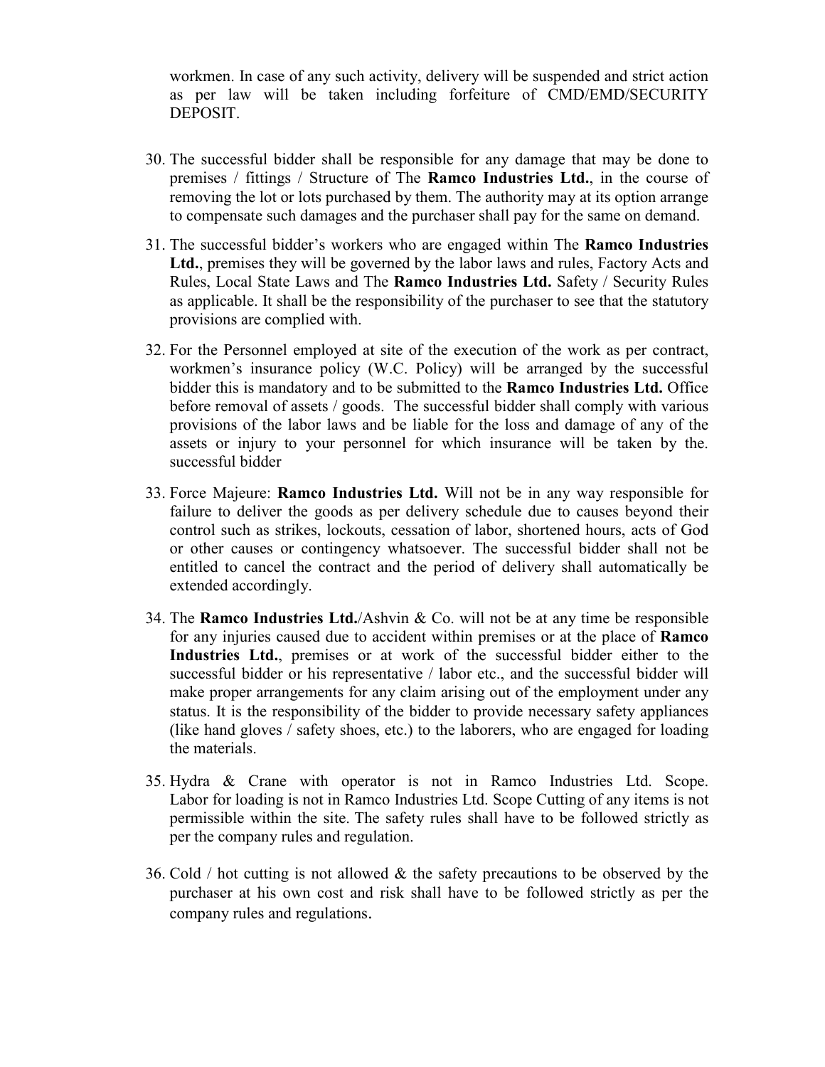workmen. In case of any such activity, delivery will be suspended and strict action as per law will be taken including forfeiture of CMD/EMD/SECURITY DEPOSIT.

30. The successful bidder shall be responsible for any damage that may be done to premises / fittings / Structure of The **Ramco Industries Ltd.**, in the course of removing the lot or lots purchased by them. The authority may at its option arrange to compensate such damages and the purchaser shall pay for the same on demand.

31. The successful bidder's workers who are engaged within The **Ramco Industries Ltd.**, premises they will be governed by the labor laws and rules, Factory Acts and Rules, Local State Laws and The **Ramco Industries Ltd.** Safety / Security Rules as applicable. It shall be the responsibility of the purchaser to see that the statutory provisions are complied with.

32. For the Personnel employed at site of the execution of the work as per contract, workmen's insurance policy (W.C. Policy) will be arranged by the successful bidder this is mandatory and to be submitted to the **Ramco Industries Ltd.** Office before removal of assets / goods. The successful bidder shall comply with various provisions of the labor laws and be liable for the loss and damage of any of the assets or injury to your personnel for which insurance will be taken by the. successful bidder

33. Force Majeure: **Ramco Industries Ltd.** Will not be in any way responsible for failure to deliver the goods as per delivery schedule due to causes beyond their control such as strikes, lockouts, cessation of labor, shortened hours, acts of God or other causes or contingency whatsoever. The successful bidder shall not be entitled to cancel the contract and the period of delivery shall automatically be extended accordingly.

34. The **Ramco Industries Ltd.**/Ashvin & Co. will not be at any time be responsible for any injuries caused due to accident within premises or at the place of **Ramco Industries Ltd.**, premises or at work of the successful bidder either to the successful bidder or his representative / labor etc., and the successful bidder will make proper arrangements for any claim arising out of the employment under any status. It is the responsibility of the bidder to provide necessary safety appliances (like hand gloves / safety shoes, etc.) to the laborers, who are engaged for loading the materials.

35. Hydra & Crane with operator is not in Ramco Industries Ltd. Scope. Labor for loading is not in Ramco Industries Ltd. Scope Cutting of any items is not permissible within the site. The safety rules shall have to be followed strictly as per the company rules and regulation.

36. Cold / hot cutting is not allowed & the safety precautions to be observed by the purchaser at his own cost and risk shall have to be followed strictly as per the company rules and regulations.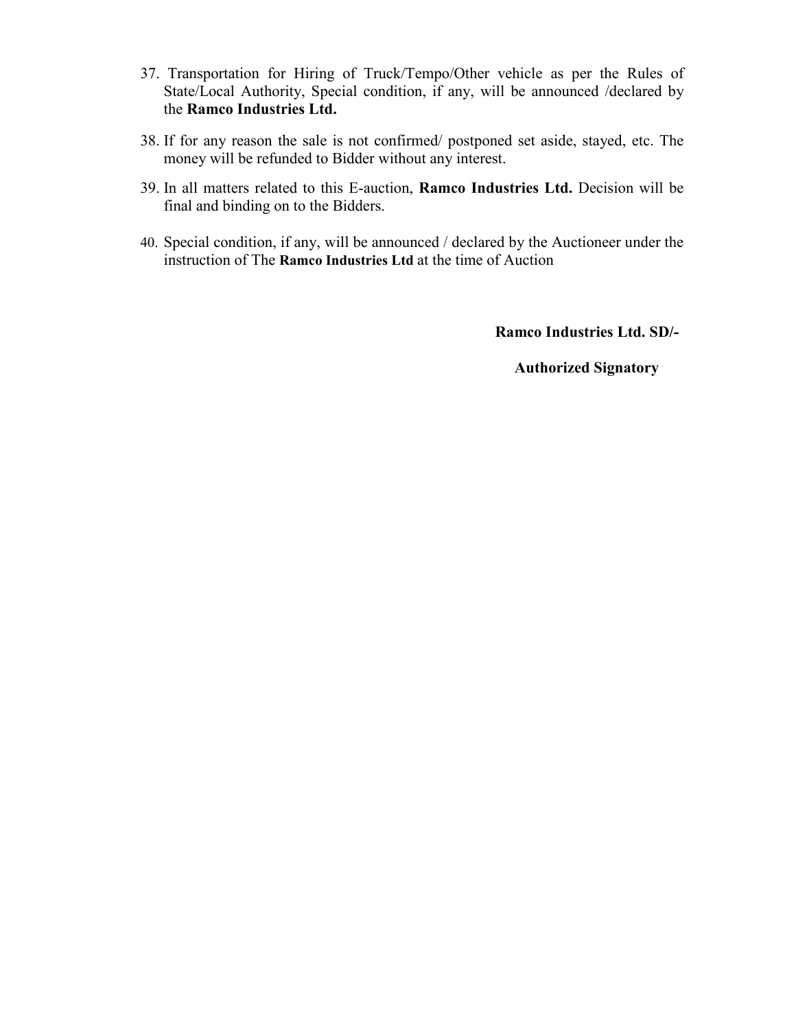37. Transportation for Hiring of Truck/Tempo/Other vehicle as per the Rules of State/Local Authority, Special condition, if any, will be announced /declared by the **Ramco Industries Ltd.**

38. If for any reason the sale is not confirmed/ postponed set aside, stayed, etc. The money will be refunded to Bidder without any interest.

39. In all matters related to this E-auction, **Ramco Industries Ltd.** Decision will be final and binding on to the Bidders.

40. Special condition, if any, will be announced / declared by the Auctioneer under the instruction of The **Ramco Industries Ltd** at the time of Auction

**Ramco Industries Ltd. SD/-**

**Authorized Signatory**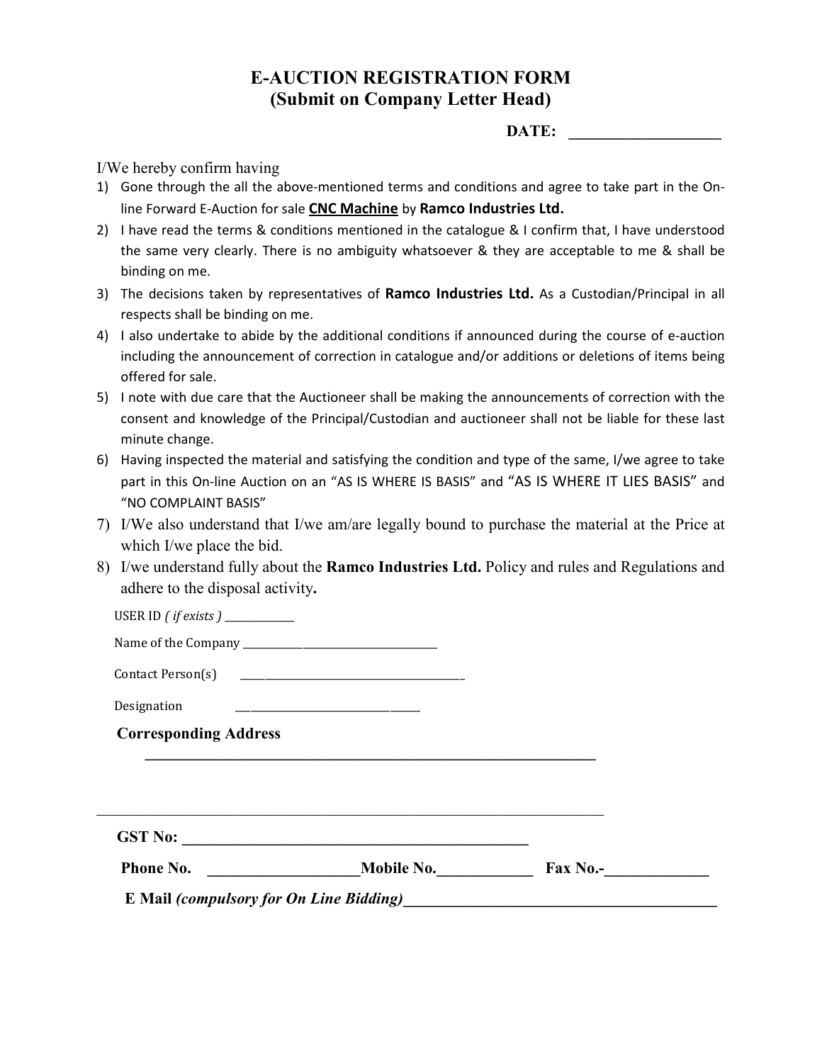# E-AUCTION REGISTRATION FORM
## (Submit on Company Letter Head)

**DATE: ___________________**

I/We hereby confirm having

1) Gone through the all the above-mentioned terms and conditions and agree to take part in the On-line Forward E-Auction for sale **CNC Machine** by **Ramco Industries Ltd.**
2) I have read the terms & conditions mentioned in the catalogue & I confirm that, I have understood the same very clearly. There is no ambiguity whatsoever & they are acceptable to me & shall be binding on me.
3) The decisions taken by representatives of **Ramco Industries Ltd.** As a Custodian/Principal in all respects shall be binding on me.
4) I also undertake to abide by the additional conditions if announced during the course of e-auction including the announcement of correction in catalogue and/or additions or deletions of items being offered for sale.
5) I note with due care that the Auctioneer shall be making the announcements of correction with the consent and knowledge of the Principal/Custodian and auctioneer shall not be liable for these last minute change.
6) Having inspected the material and satisfying the condition and type of the same, I/we agree to take part in this On-line Auction on an "AS IS WHERE IS BASIS" and "AS IS WHERE IT LIES BASIS" and "NO COMPLAINT BASIS"
7) I/We also understand that I/we am/are legally bound to purchase the material at the Price at which I/we place the bid.
8) I/we understand fully about the **Ramco Industries Ltd.** Policy and rules and Regulations and adhere to the disposal activity**.**

USER ID *( if exists )* ____________

Name of the Company __________________________________

Contact Person(s) ______________________________________

Designation ________________________________

**Corresponding Address**

_______________________________________________________________

_______________________________________________________________

**GST No: _______________________________________________**

**Phone No. ___________________Mobile No.____________ Fax No.-_____________**

**E Mail *(compulsory for On Line Bidding)*_________________________________________**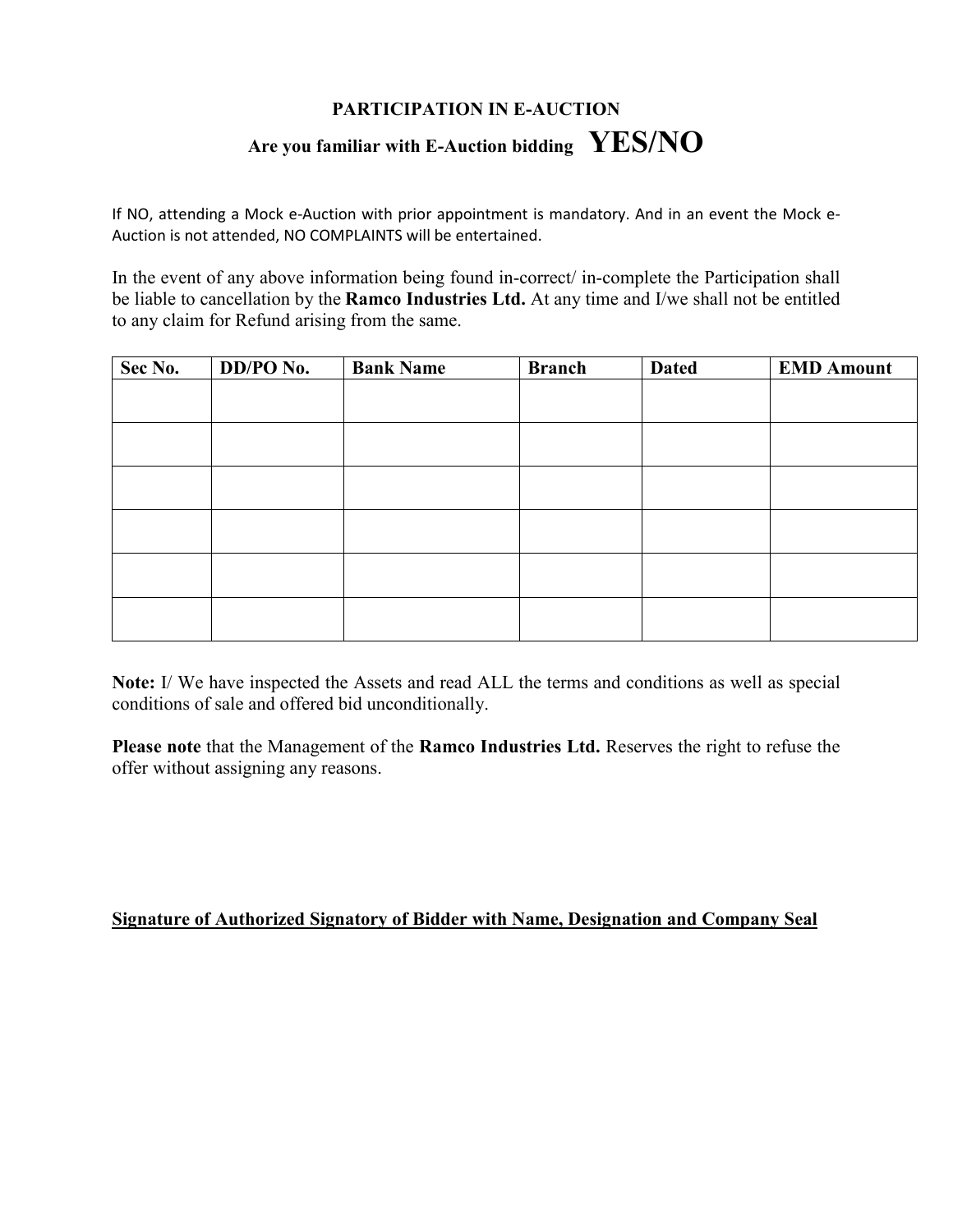## PARTICIPATION IN E-AUCTION

### Are you familiar with E-Auction bidding **YES/NO**

If NO, attending a Mock e-Auction with prior appointment is mandatory. And in an event the Mock e-Auction is not attended, NO COMPLAINTS will be entertained.

In the event of any above information being found in-correct/ in-complete the Participation shall be liable to cancellation by the **Ramco Industries Ltd.** At any time and I/we shall not be entitled to any claim for Refund arising from the same.

| Sec No. | DD/PO No. | Bank Name | Branch | Dated | EMD Amount |
|---|---|---|---|---|---|
| | | | | | |
| | | | | | |
| | | | | | |
| | | | | | |
| | | | | | |
| | | | | | |

**Note:** I/ We have inspected the Assets and read ALL the terms and conditions as well as special conditions of sale and offered bid unconditionally.

**Please note** that the Management of the **Ramco Industries Ltd.** Reserves the right to refuse the offer without assigning any reasons.

**<u>Signature of Authorized Signatory of Bidder with Name, Designation and Company Seal</u>**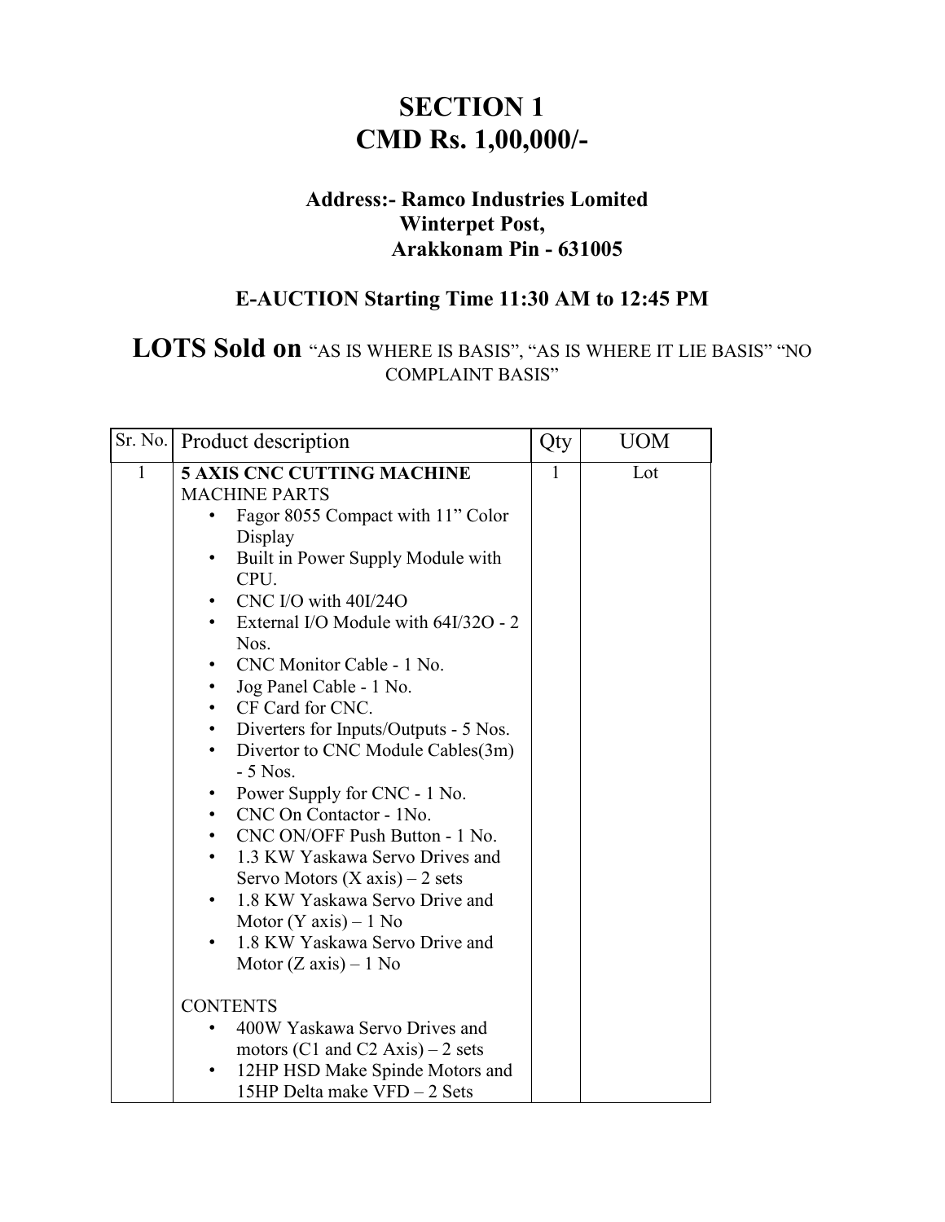# SECTION 1
# CMD Rs. 1,00,000/-

### Address:- Ramco Industries Lomited
### Winterpet Post,
### Arakkonam Pin - 631005

### E-AUCTION Starting Time 11:30 AM to 12:45 PM

## LOTS Sold on "AS IS WHERE IS BASIS", "AS IS WHERE IT LIE BASIS" "NO COMPLAINT BASIS"

| Sr. No. | Product description | Qty | UOM |
|---|---|---|---|
| 1 | **5 AXIS CNC CUTTING MACHINE**<br>MACHINE PARTS<br>• Fagor 8055 Compact with 11" Color Display<br>• Built in Power Supply Module with CPU.<br>• CNC I/O with 40I/24O<br>• External I/O Module with 64I/32O - 2 Nos.<br>• CNC Monitor Cable - 1 No.<br>• Jog Panel Cable - 1 No.<br>• CF Card for CNC.<br>• Diverters for Inputs/Outputs - 5 Nos.<br>• Divertor to CNC Module Cables(3m) - 5 Nos.<br>• Power Supply for CNC - 1 No.<br>• CNC On Contactor - 1No.<br>• CNC ON/OFF Push Button - 1 No.<br>• 1.3 KW Yaskawa Servo Drives and Servo Motors (X axis) – 2 sets<br>• 1.8 KW Yaskawa Servo Drive and Motor (Y axis) – 1 No<br>• 1.8 KW Yaskawa Servo Drive and Motor (Z axis) – 1 No<br><br>CONTENTS<br>• 400W Yaskawa Servo Drives and motors (C1 and C2 Axis) – 2 sets<br>• 12HP HSD Make Spinde Motors and 15HP Delta make VFD – 2 Sets | 1 | Lot |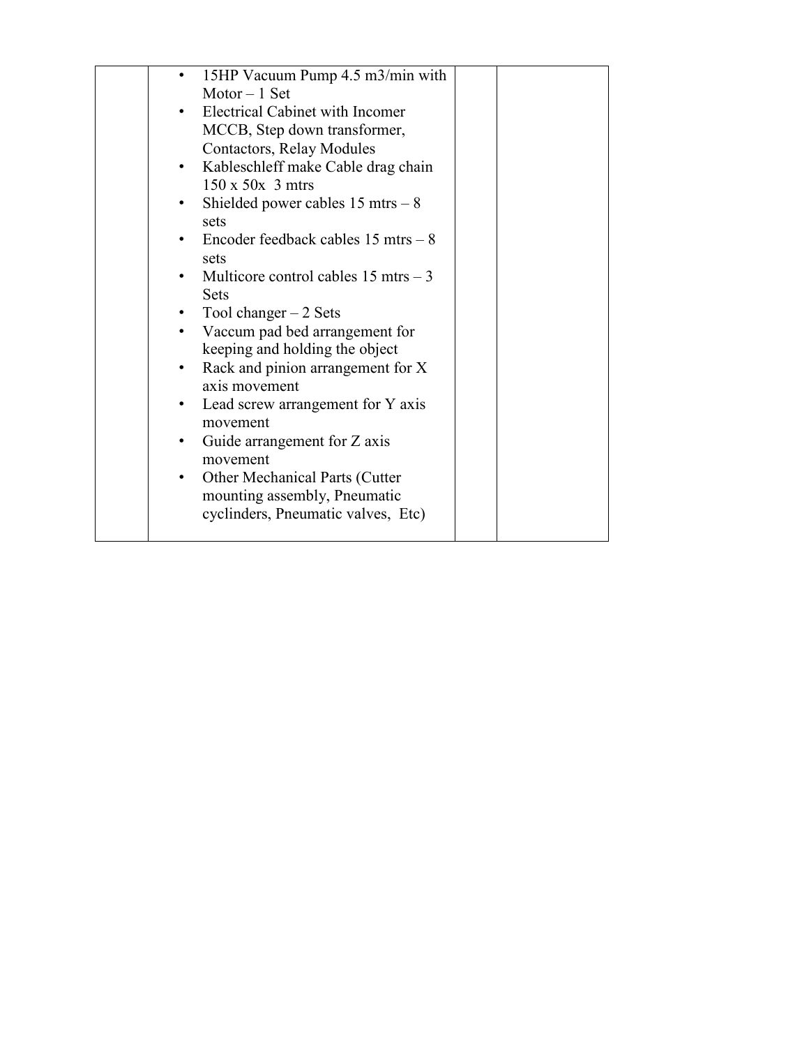|  | • 15HP Vacuum Pump 4.5 m3/min with Motor – 1 Set<br>• Electrical Cabinet with Incomer MCCB, Step down transformer, Contactors, Relay Modules<br>• Kableschleff make Cable drag chain 150 x 50x 3 mtrs<br>• Shielded power cables 15 mtrs – 8 sets<br>• Encoder feedback cables 15 mtrs – 8 sets<br>• Multicore control cables 15 mtrs – 3 Sets<br>• Tool changer – 2 Sets<br>• Vaccum pad bed arrangement for keeping and holding the object<br>• Rack and pinion arrangement for X axis movement<br>• Lead screw arrangement for Y axis movement<br>• Guide arrangement for Z axis movement<br>• Other Mechanical Parts (Cutter mounting assembly, Pneumatic cyclinders, Pneumatic valves, Etc) |  |  |
|---|---|---|---|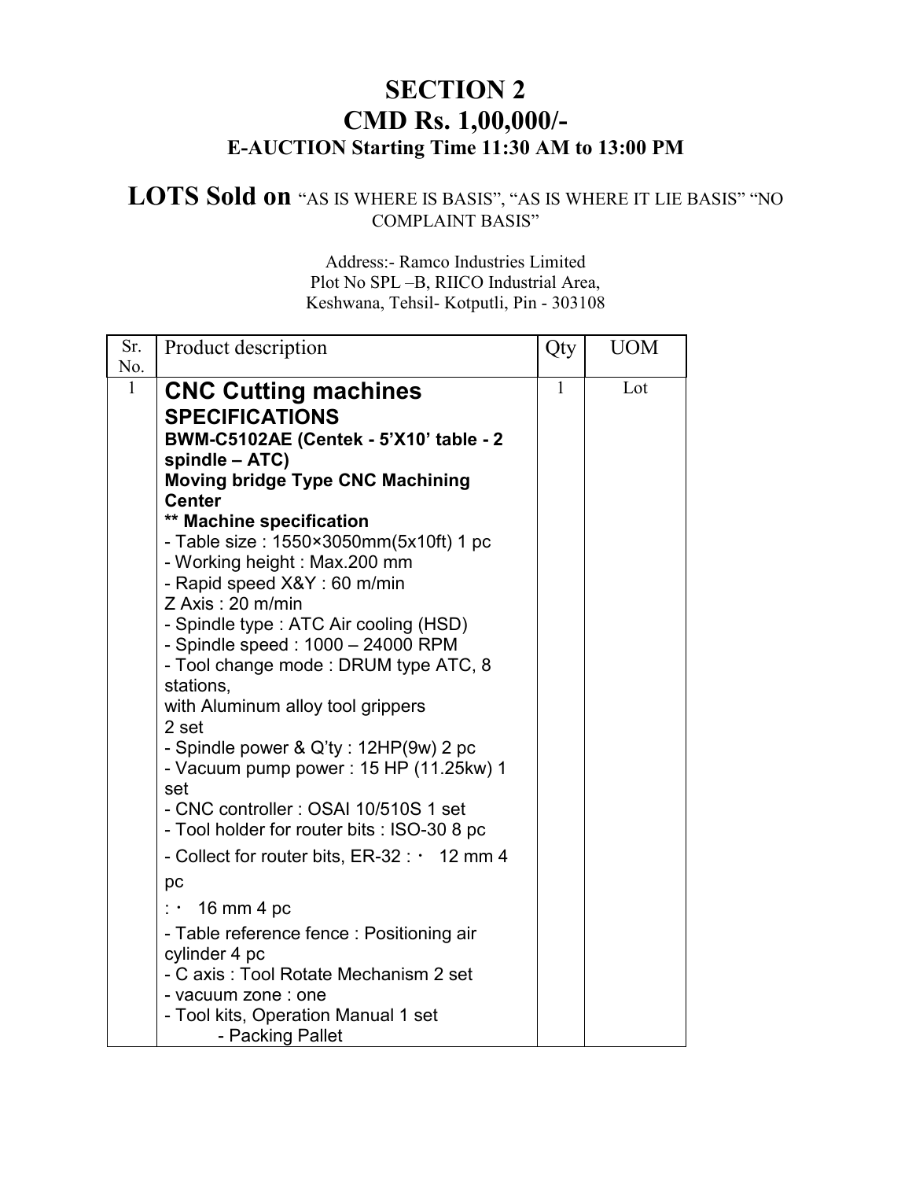# SECTION 2
# CMD Rs. 1,00,000/-
### E-AUCTION Starting Time 11:30 AM to 13:00 PM

## LOTS Sold on "AS IS WHERE IS BASIS", "AS IS WHERE IT LIE BASIS" "NO COMPLAINT BASIS"

Address:- Ramco Industries Limited
Plot No SPL –B, RIICO Industrial Area,
Keshwana, Tehsil- Kotputli, Pin - 303108

| Sr. No. | Product description | Qty | UOM |
|---|---|---|---|
| 1 | **CNC Cutting machines**<br>**SPECIFICATIONS**<br>**BWM-C5102AE (Centek - 5'X10' table - 2 spindle – ATC)**<br>**Moving bridge Type CNC Machining Center**<br>**\*\* Machine specification**<br>- Table size : 1550×3050mm(5x10ft) 1 pc<br>- Working height : Max.200 mm<br>- Rapid speed X&Y : 60 m/min<br>Z Axis : 20 m/min<br>- Spindle type : ATC Air cooling (HSD)<br>- Spindle speed : 1000 – 24000 RPM<br>- Tool change mode : DRUM type ATC, 8 stations,<br>with Aluminum alloy tool grippers<br>2 set<br>- Spindle power & Q'ty : 12HP(9w) 2 pc<br>- Vacuum pump power : 15 HP (11.25kw) 1 set<br>- CNC controller : OSAI 10/510S 1 set<br>- Tool holder for router bits : ISO-30 8 pc<br>- Collect for router bits, ER-32 : · 12 mm 4 pc<br>: · 16 mm 4 pc<br>- Table reference fence : Positioning air cylinder 4 pc<br>- C axis : Tool Rotate Mechanism 2 set<br>- vacuum zone : one<br>- Tool kits, Operation Manual 1 set<br>- Packing Pallet | 1 | Lot |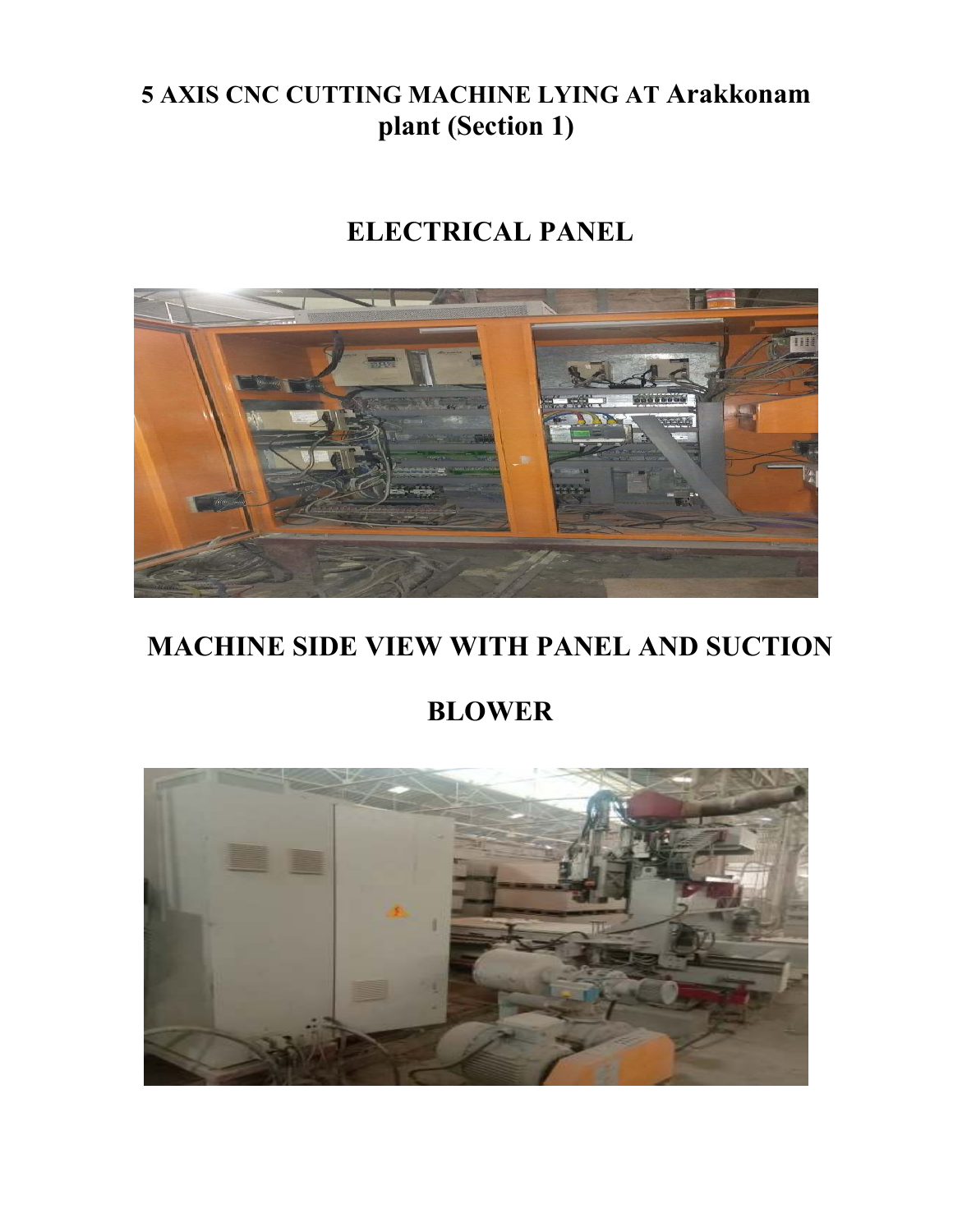# 5 AXIS CNC CUTTING MACHINE LYING AT Arakkonam plant (Section 1)

## ELECTRICAL PANEL

## MACHINE SIDE VIEW WITH PANEL AND SUCTION BLOWER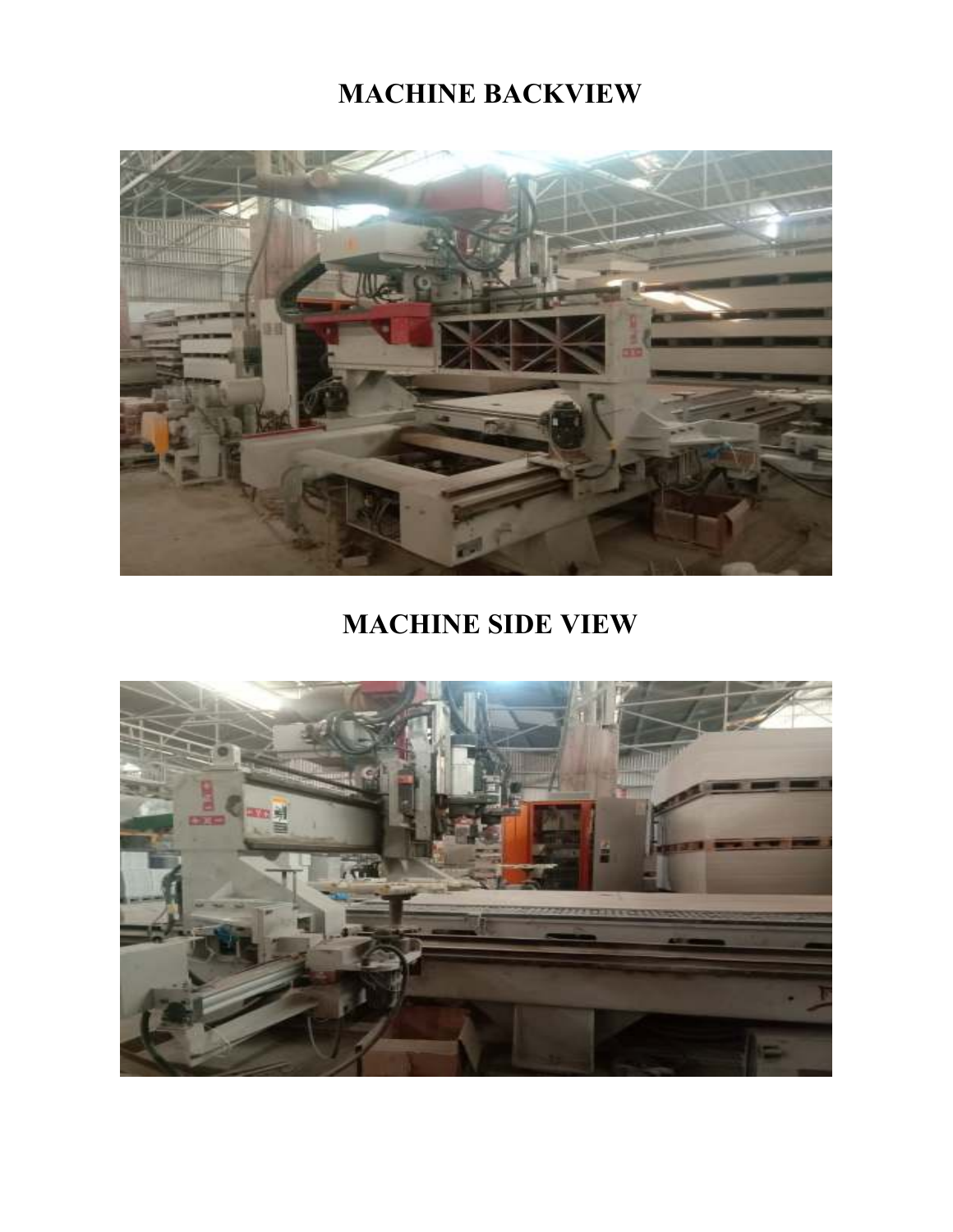# MACHINE BACKVIEW

# MACHINE SIDE VIEW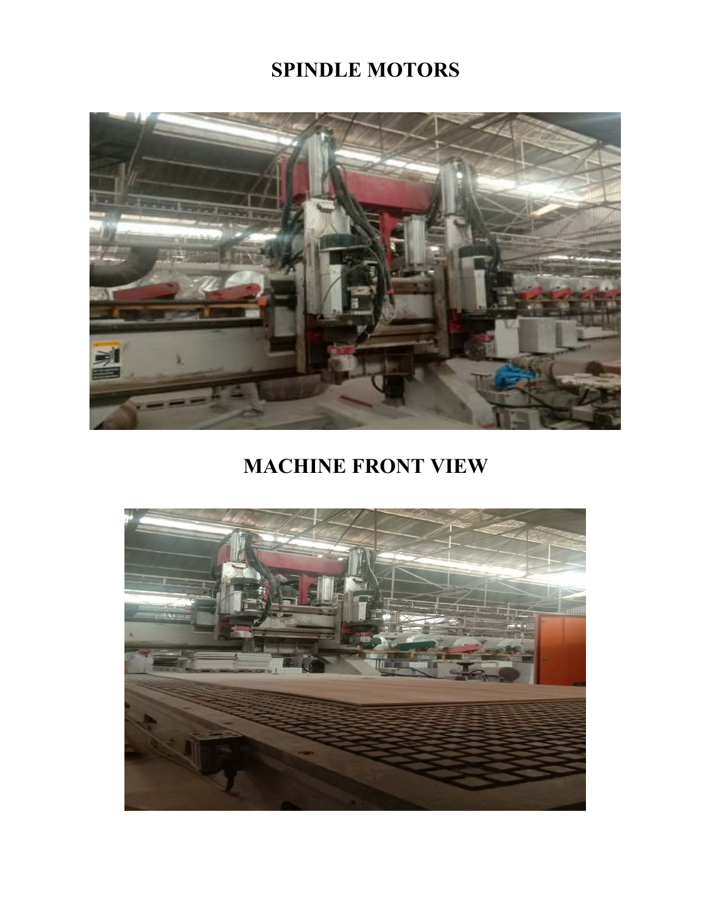# SPINDLE MOTORS

# MACHINE FRONT VIEW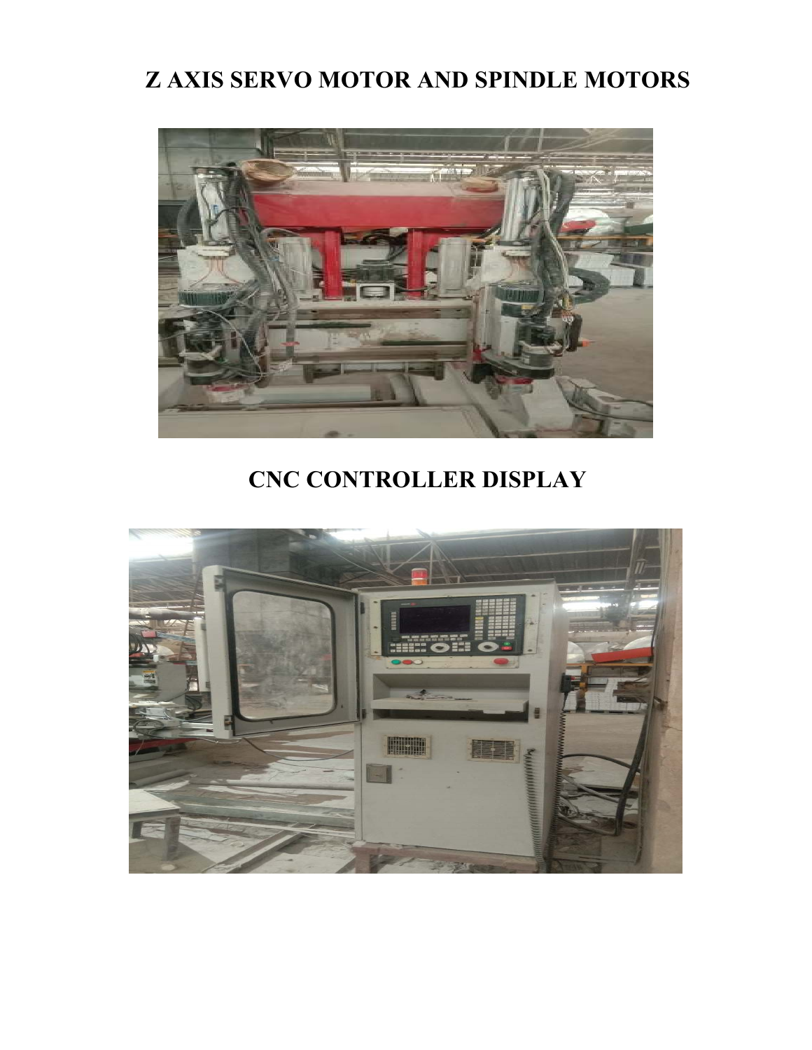# Z AXIS SERVO MOTOR AND SPINDLE MOTORS

# CNC CONTROLLER DISPLAY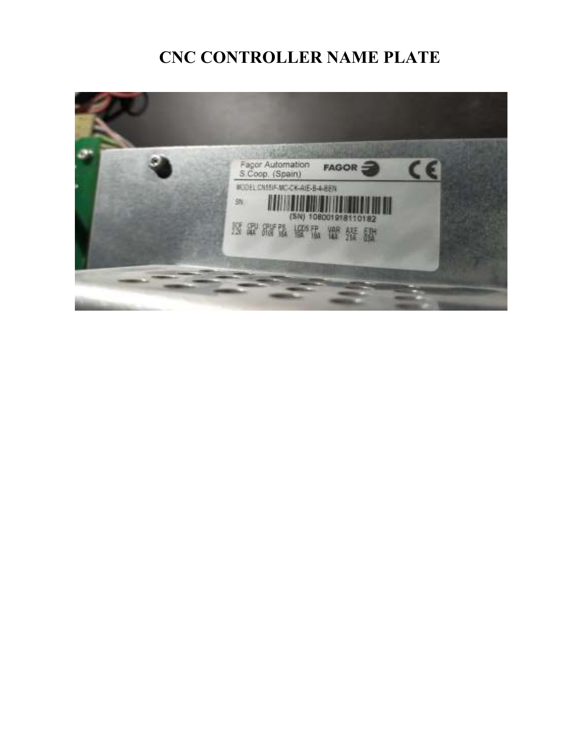# CNC CONTROLLER NAME PLATE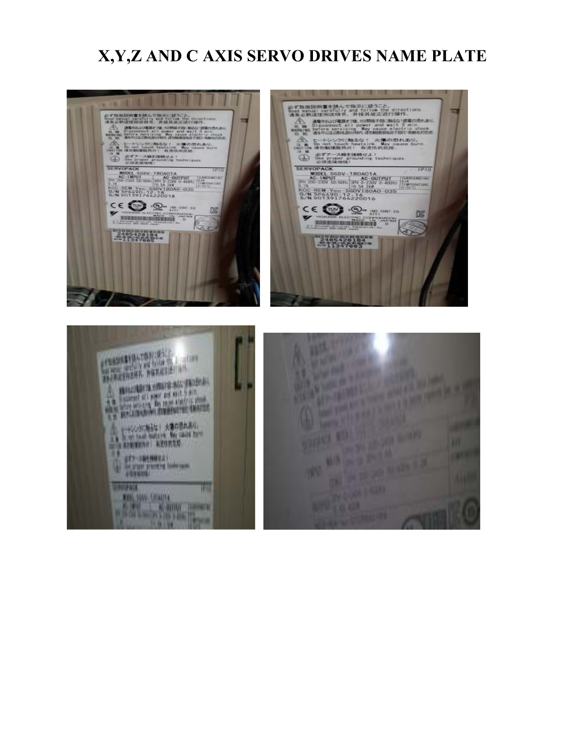# X,Y,Z AND C AXIS SERVO DRIVES NAME PLATE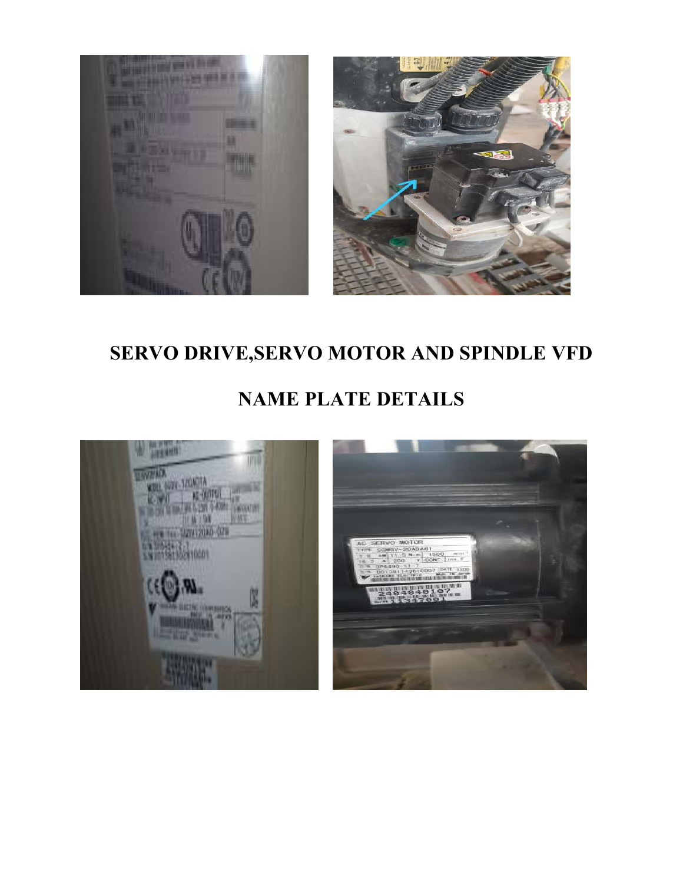## SERVO DRIVE,SERVO MOTOR AND SPINDLE VFD

## NAME PLATE DETAILS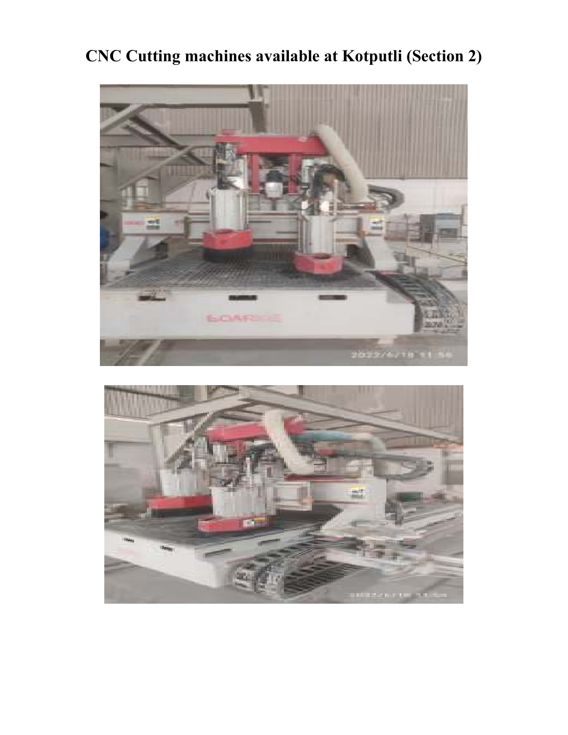# CNC Cutting machines available at Kotputli (Section 2)